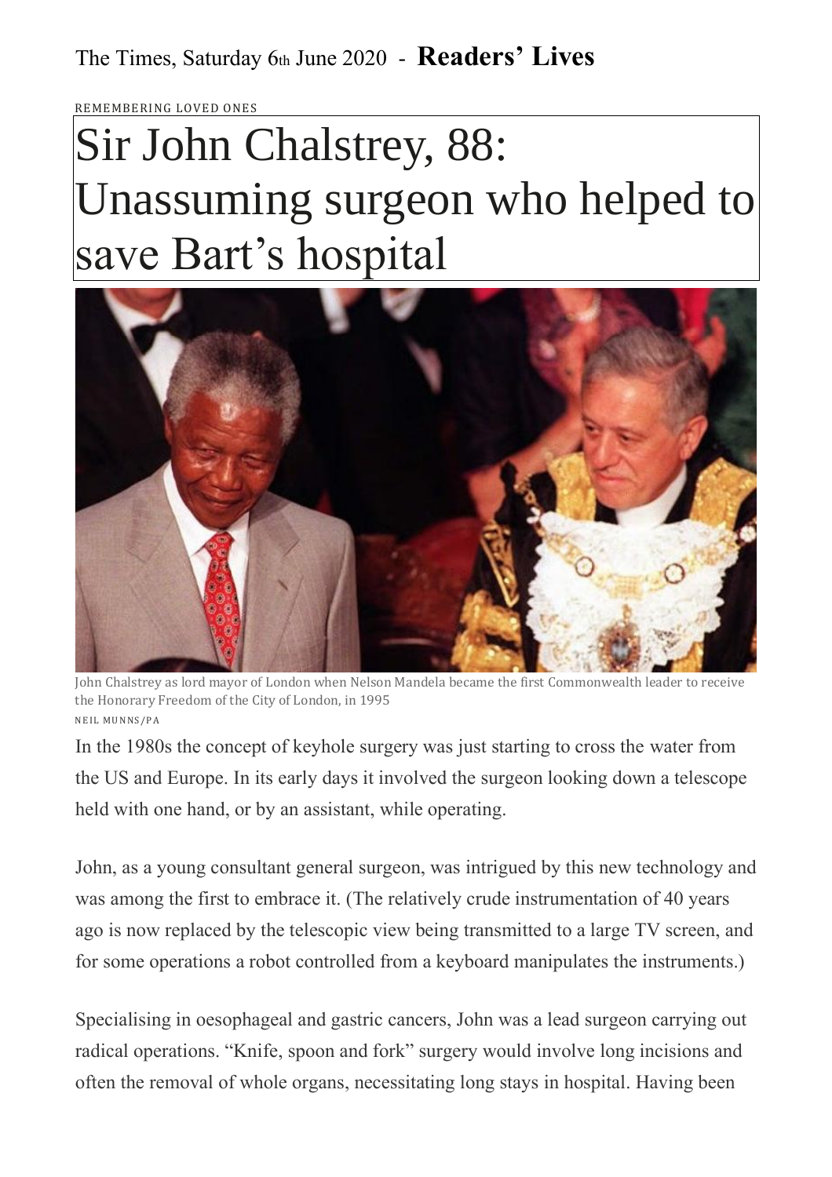The Times, Saturday 6th June 2020 - **Readers' Lives**

REMEMBERING LOVED ONES

# Sir John Chalstrey, 88: Unassuming surgeon who helped to save Bart's hospital

John Chalstrey as lord mayor of London when Nelson Mandela became the first Commonwealth leader to receive the Honorary Freedom of the City of London, in 1995

NEIL MUNNS/PA

In the 1980s the concept of keyhole surgery was just starting to cross the water from the US and Europe. In its early days it involved the surgeon looking down a telescope held with one hand, or by an assistant, while operating.

John, as a young consultant general surgeon, was intrigued by this new technology and was among the first to embrace it. (The relatively crude instrumentation of 40 years ago is now replaced by the telescopic view being transmitted to a large TV screen, and for some operations a robot controlled from a keyboard manipulates the instruments.)

Specialising in oesophageal and gastric cancers, John was a lead surgeon carrying out radical operations. "Knife, spoon and fork" surgery would involve long incisions and often the removal of whole organs, necessitating long stays in hospital. Having been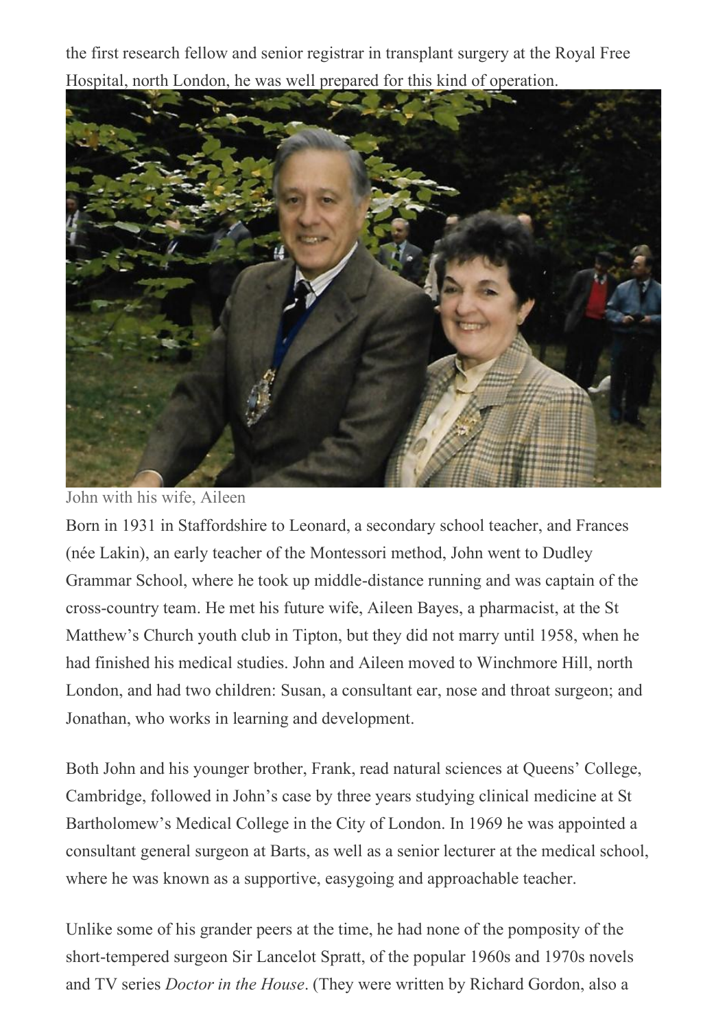the first research fellow and senior registrar in transplant surgery at the Royal Free Hospital, north London, he was well prepared for this kind of operation.

John with his wife, Aileen

Born in 1931 in Staffordshire to Leonard, a secondary school teacher, and Frances (née Lakin), an early teacher of the Montessori method, John went to Dudley Grammar School, where he took up middle-distance running and was captain of the cross-country team. He met his future wife, Aileen Bayes, a pharmacist, at the St Matthew's Church youth club in Tipton, but they did not marry until 1958, when he had finished his medical studies. John and Aileen moved to Winchmore Hill, north London, and had two children: Susan, a consultant ear, nose and throat surgeon; and Jonathan, who works in learning and development.

Both John and his younger brother, Frank, read natural sciences at Queens' College, Cambridge, followed in John's case by three years studying clinical medicine at St Bartholomew's Medical College in the City of London. In 1969 he was appointed a consultant general surgeon at Barts, as well as a senior lecturer at the medical school, where he was known as a supportive, easygoing and approachable teacher.

Unlike some of his grander peers at the time, he had none of the pomposity of the short-tempered surgeon Sir Lancelot Spratt, of the popular 1960s and 1970s novels and TV series *Doctor in the House*. (They were written by Richard Gordon, also a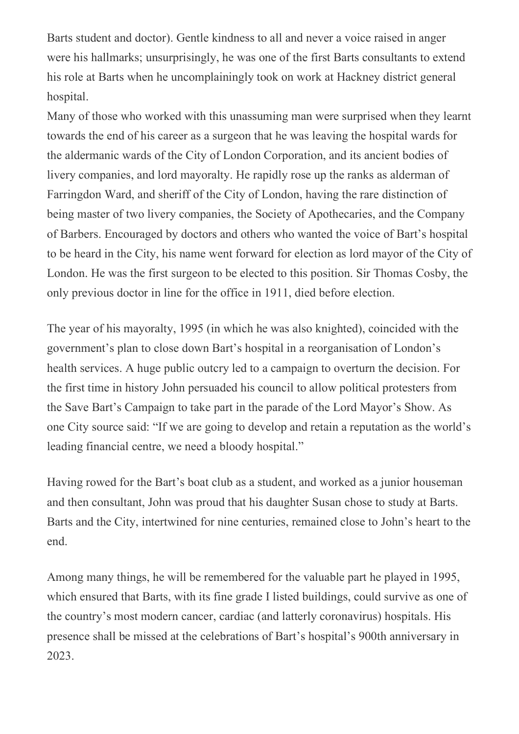Barts student and doctor). Gentle kindness to all and never a voice raised in anger were his hallmarks; unsurprisingly, he was one of the first Barts consultants to extend his role at Barts when he uncomplainingly took on work at Hackney district general hospital.

Many of those who worked with this unassuming man were surprised when they learnt towards the end of his career as a surgeon that he was leaving the hospital wards for the aldermanic wards of the City of London Corporation, and its ancient bodies of livery companies, and lord mayoralty. He rapidly rose up the ranks as alderman of Farringdon Ward, and sheriff of the City of London, having the rare distinction of being master of two livery companies, the Society of Apothecaries, and the Company of Barbers. Encouraged by doctors and others who wanted the voice of Bart's hospital to be heard in the City, his name went forward for election as lord mayor of the City of London. He was the first surgeon to be elected to this position. Sir Thomas Cosby, the only previous doctor in line for the office in 1911, died before election.

The year of his mayoralty, 1995 (in which he was also knighted), coincided with the government's plan to close down Bart's hospital in a reorganisation of London's health services. A huge public outcry led to a campaign to overturn the decision. For the first time in history John persuaded his council to allow political protesters from the Save Bart's Campaign to take part in the parade of the Lord Mayor's Show. As one City source said: "If we are going to develop and retain a reputation as the world's leading financial centre, we need a bloody hospital."

Having rowed for the Bart's boat club as a student, and worked as a junior houseman and then consultant, John was proud that his daughter Susan chose to study at Barts. Barts and the City, intertwined for nine centuries, remained close to John's heart to the end.

Among many things, he will be remembered for the valuable part he played in 1995, which ensured that Barts, with its fine grade I listed buildings, could survive as one of the country's most modern cancer, cardiac (and latterly coronavirus) hospitals. His presence shall be missed at the celebrations of Bart's hospital's 900th anniversary in 2023.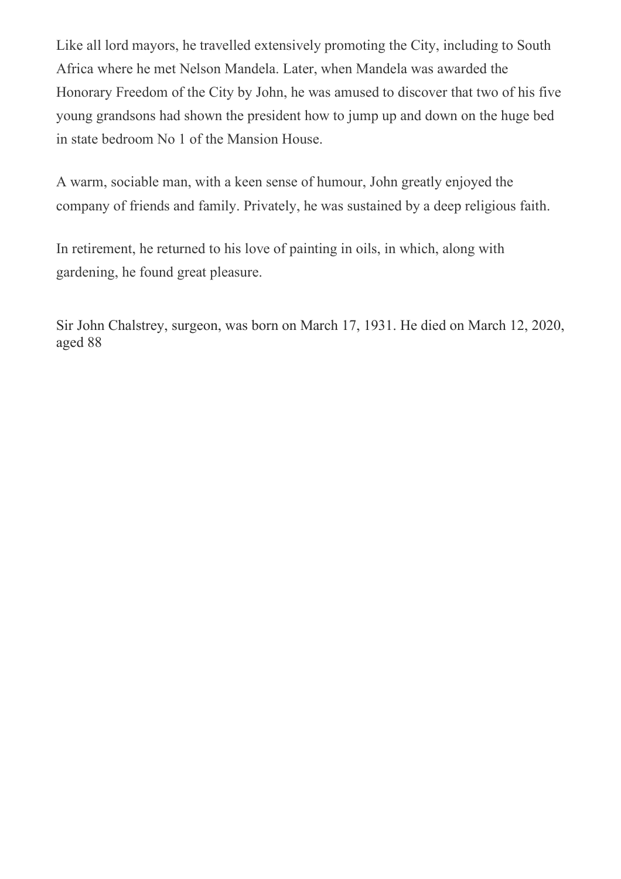Like all lord mayors, he travelled extensively promoting the City, including to South Africa where he met Nelson Mandela. Later, when Mandela was awarded the Honorary Freedom of the City by John, he was amused to discover that two of his five young grandsons had shown the president how to jump up and down on the huge bed in state bedroom No 1 of the Mansion House.

A warm, sociable man, with a keen sense of humour, John greatly enjoyed the company of friends and family. Privately, he was sustained by a deep religious faith.

In retirement, he returned to his love of painting in oils, in which, along with gardening, he found great pleasure.

Sir John Chalstrey, surgeon, was born on March 17, 1931. He died on March 12, 2020, aged 88